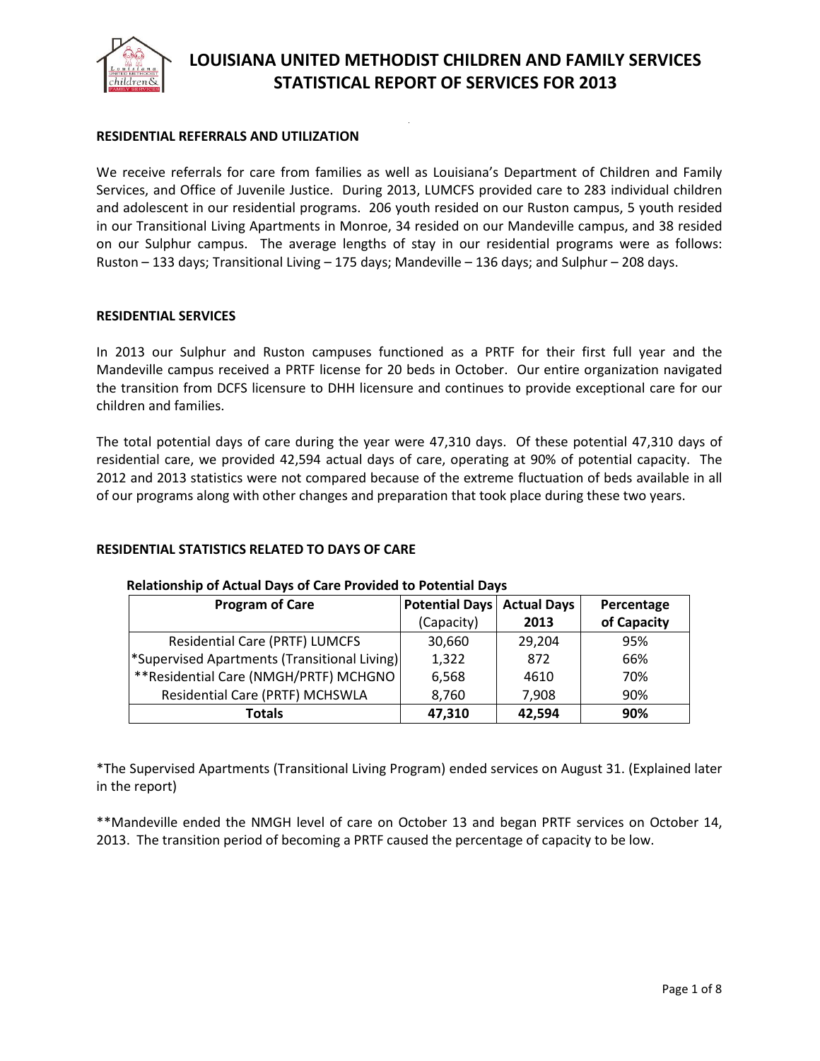# LOUISIANA UNITED METHODIST CHILDREN AND FAMILY SERVICES STATISTICAL REPORT OF SERVICES FOR 2013

## RESIDENTIAL REFERRALS AND UTILIZATION

We receive referrals for care from families as well as Louisiana's Department of Children and Family Services, and Office of Juvenile Justice. During 2013, LUMCFS provided care to 283 individual children and adolescent in our residential programs. 206 youth resided on our Ruston campus, 5 youth resided in our Transitional Living Apartments in Monroe, 34 resided on our Mandeville campus, and 38 resided on our Sulphur campus. The average lengths of stay in our residential programs were as follows: Ruston – 133 days; Transitional Living – 175 days; Mandeville – 136 days; and Sulphur – 208 days.

## RESIDENTIAL SERVICES

In 2013 our Sulphur and Ruston campuses functioned as a PRTF for their first full year and the Mandeville campus received a PRTF license for 20 beds in October. Our entire organization navigated the transition from DCFS licensure to DHH licensure and continues to provide exceptional care for our children and families.

The total potential days of care during the year were 47,310 days. Of these potential 47,310 days of residential care, we provided 42,594 actual days of care, operating at 90% of potential capacity. The 2012 and 2013 statistics were not compared because of the extreme fluctuation of beds available in all of our programs along with other changes and preparation that took place during these two years.

## RESIDENTIAL STATISTICS RELATED TO DAYS OF CARE

**Relationship of Actual Days of Care Provided to Potential Days**

| Program of Care | Potential Days (Capacity) | Actual Days 2013 | Percentage of Capacity |
|---|---|---|---|
| Residential Care (PRTF) LUMCFS | 30,660 | 29,204 | 95% |
| *Supervised Apartments (Transitional Living) | 1,322 | 872 | 66% |
| **Residential Care (NMGH/PRTF) MCHGNO | 6,568 | 4610 | 70% |
| Residential Care (PRTF) MCHSWLA | 8,760 | 7,908 | 90% |
| **Totals** | **47,310** | **42,594** | **90%** |

*The Supervised Apartments (Transitional Living Program) ended services on August 31. (Explained later in the report)

**Mandeville ended the NMGH level of care on October 13 and began PRTF services on October 14, 2013. The transition period of becoming a PRTF caused the percentage of capacity to be low.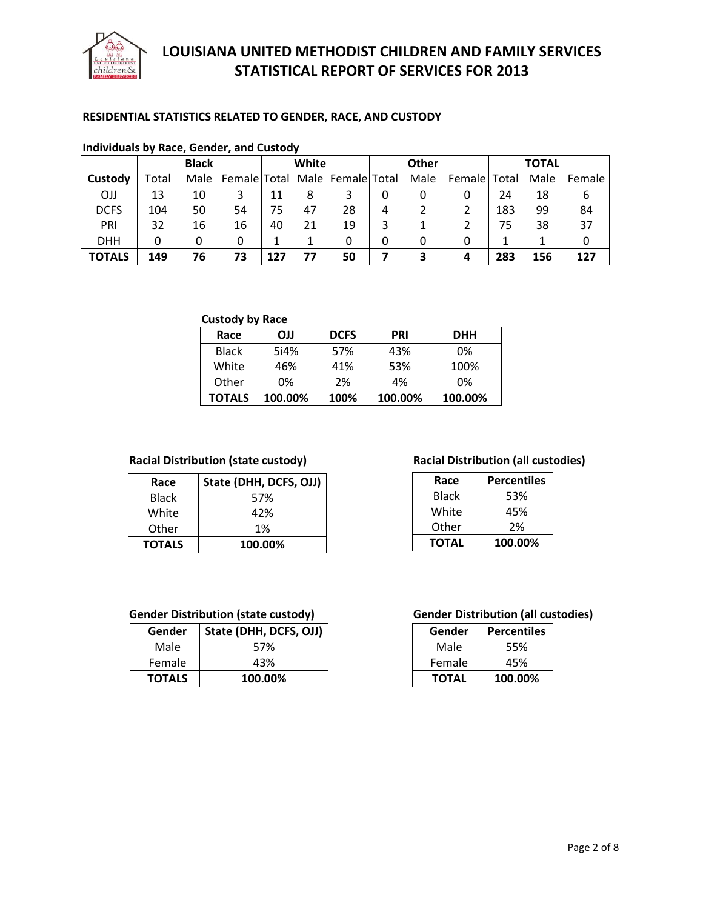# LOUISIANA UNITED METHODIST CHILDREN AND FAMILY SERVICES STATISTICAL REPORT OF SERVICES FOR 2013

## RESIDENTIAL STATISTICS RELATED TO GENDER, RACE, AND CUSTODY

**Individuals by Race, Gender, and Custody**

| | Black | | | White | | | Other | | | TOTAL | | |
|---|---|---|---|---|---|---|---|---|---|---|---|---|
| **Custody** | Total | Male | Female | Total | Male | Female | Total | Male | Female | Total | Male | Female |
| OJJ | 13 | 10 | 3 | 11 | 8 | 3 | 0 | 0 | 0 | 24 | 18 | 6 |
| DCFS | 104 | 50 | 54 | 75 | 47 | 28 | 4 | 2 | 2 | 183 | 99 | 84 |
| PRI | 32 | 16 | 16 | 40 | 21 | 19 | 3 | 1 | 2 | 75 | 38 | 37 |
| DHH | 0 | 0 | 0 | 1 | 1 | 0 | 0 | 0 | 0 | 1 | 1 | 0 |
| **TOTALS** | **149** | **76** | **73** | **127** | **77** | **50** | **7** | **3** | **4** | **283** | **156** | **127** |

**Custody by Race**

| Race | OJJ | DCFS | PRI | DHH |
|---|---|---|---|---|
| Black | 5i4% | 57% | 43% | 0% |
| White | 46% | 41% | 53% | 100% |
| Other | 0% | 2% | 4% | 0% |
| **TOTALS** | **100.00%** | **100%** | **100.00%** | **100.00%** |

**Racial Distribution (state custody)**

| Race | State (DHH, DCFS, OJJ) |
|---|---|
| Black | 57% |
| White | 42% |
| Other | 1% |
| **TOTALS** | **100.00%** |

**Racial Distribution (all custodies)**

| Race | Percentiles |
|---|---|
| Black | 53% |
| White | 45% |
| Other | 2% |
| **TOTAL** | **100.00%** |

**Gender Distribution (state custody)**

| Gender | State (DHH, DCFS, OJJ) |
|---|---|
| Male | 57% |
| Female | 43% |
| **TOTALS** | **100.00%** |

**Gender Distribution (all custodies)**

| Gender | Percentiles |
|---|---|
| Male | 55% |
| Female | 45% |
| **TOTAL** | **100.00%** |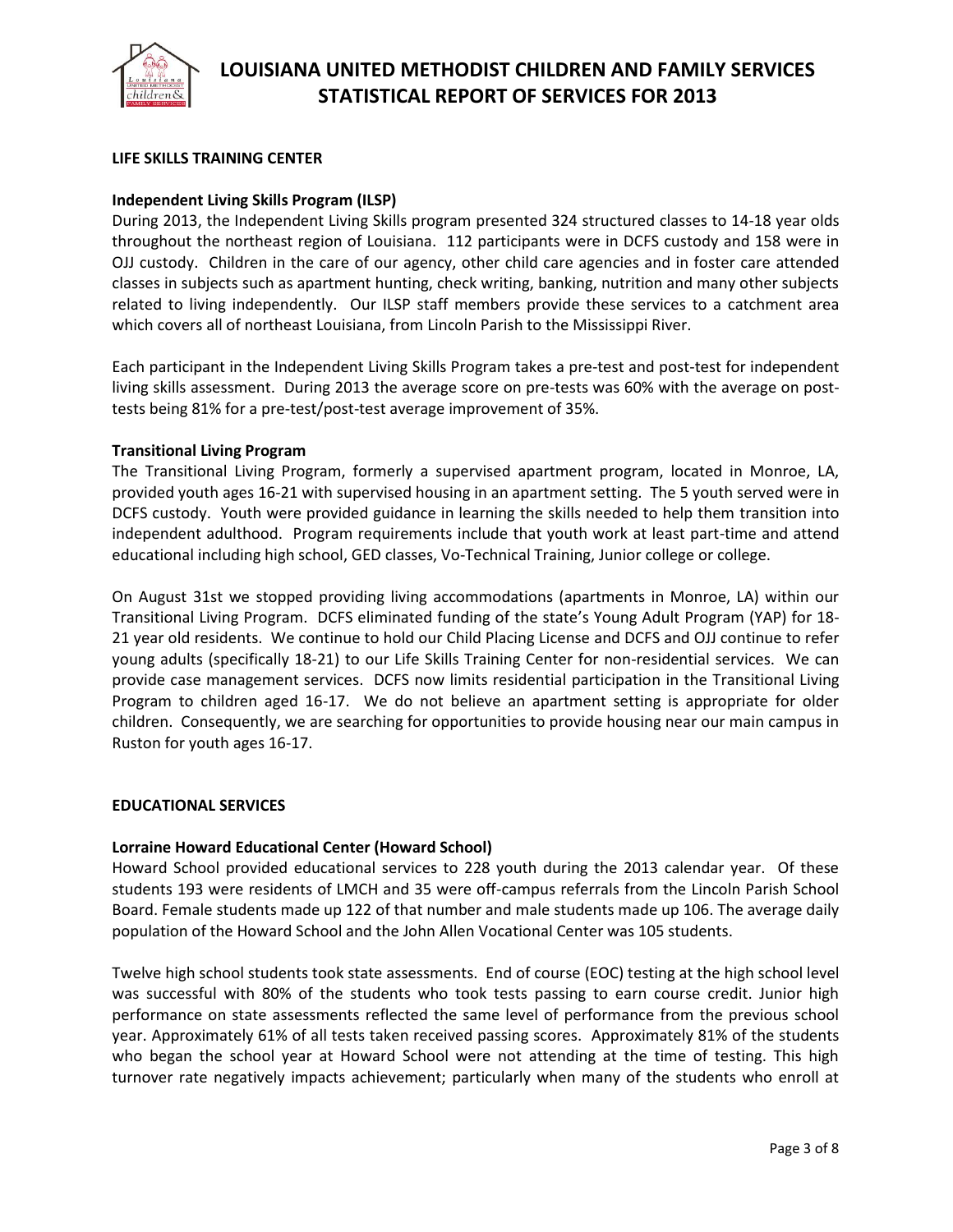## LIFE SKILLS TRAINING CENTER

### Independent Living Skills Program (ILSP)

During 2013, the Independent Living Skills program presented 324 structured classes to 14-18 year olds throughout the northeast region of Louisiana. 112 participants were in DCFS custody and 158 were in OJJ custody. Children in the care of our agency, other child care agencies and in foster care attended classes in subjects such as apartment hunting, check writing, banking, nutrition and many other subjects related to living independently. Our ILSP staff members provide these services to a catchment area which covers all of northeast Louisiana, from Lincoln Parish to the Mississippi River.

Each participant in the Independent Living Skills Program takes a pre-test and post-test for independent living skills assessment. During 2013 the average score on pre-tests was 60% with the average on post-tests being 81% for a pre-test/post-test average improvement of 35%.

### Transitional Living Program

The Transitional Living Program, formerly a supervised apartment program, located in Monroe, LA, provided youth ages 16-21 with supervised housing in an apartment setting. The 5 youth served were in DCFS custody. Youth were provided guidance in learning the skills needed to help them transition into independent adulthood. Program requirements include that youth work at least part-time and attend educational including high school, GED classes, Vo-Technical Training, Junior college or college.

On August 31st we stopped providing living accommodations (apartments in Monroe, LA) within our Transitional Living Program. DCFS eliminated funding of the state's Young Adult Program (YAP) for 18-21 year old residents. We continue to hold our Child Placing License and DCFS and OJJ continue to refer young adults (specifically 18-21) to our Life Skills Training Center for non-residential services. We can provide case management services. DCFS now limits residential participation in the Transitional Living Program to children aged 16-17. We do not believe an apartment setting is appropriate for older children. Consequently, we are searching for opportunities to provide housing near our main campus in Ruston for youth ages 16-17.

## EDUCATIONAL SERVICES

### Lorraine Howard Educational Center (Howard School)

Howard School provided educational services to 228 youth during the 2013 calendar year. Of these students 193 were residents of LMCH and 35 were off-campus referrals from the Lincoln Parish School Board. Female students made up 122 of that number and male students made up 106. The average daily population of the Howard School and the John Allen Vocational Center was 105 students.

Twelve high school students took state assessments. End of course (EOC) testing at the high school level was successful with 80% of the students who took tests passing to earn course credit. Junior high performance on state assessments reflected the same level of performance from the previous school year. Approximately 61% of all tests taken received passing scores. Approximately 81% of the students who began the school year at Howard School were not attending at the time of testing. This high turnover rate negatively impacts achievement; particularly when many of the students who enroll at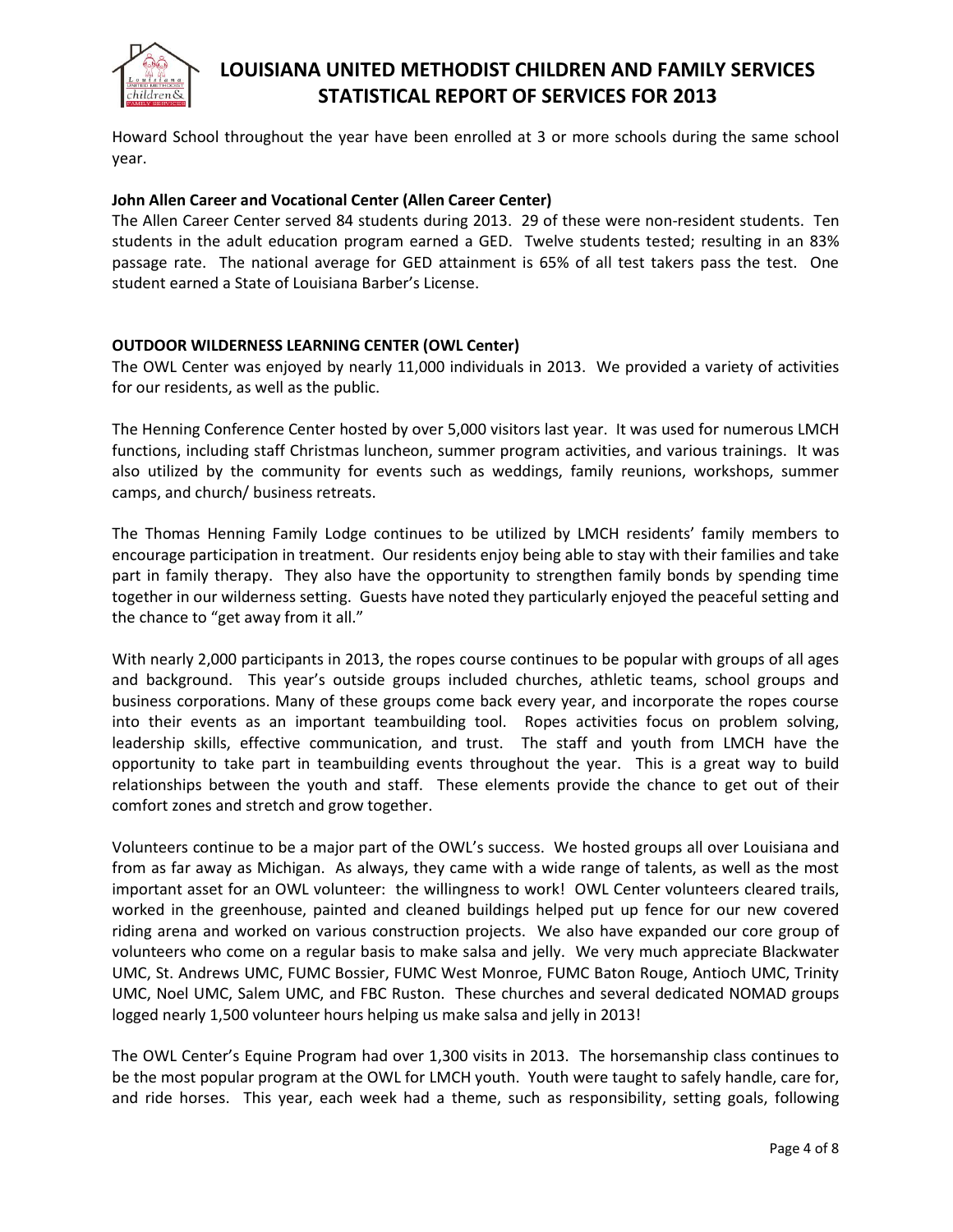Howard School throughout the year have been enrolled at 3 or more schools during the same school year.

**John Allen Career and Vocational Center (Allen Career Center)**

The Allen Career Center served 84 students during 2013. 29 of these were non-resident students. Ten students in the adult education program earned a GED. Twelve students tested; resulting in an 83% passage rate. The national average for GED attainment is 65% of all test takers pass the test. One student earned a State of Louisiana Barber's License.

**OUTDOOR WILDERNESS LEARNING CENTER (OWL Center)**

The OWL Center was enjoyed by nearly 11,000 individuals in 2013. We provided a variety of activities for our residents, as well as the public.

The Henning Conference Center hosted by over 5,000 visitors last year. It was used for numerous LMCH functions, including staff Christmas luncheon, summer program activities, and various trainings. It was also utilized by the community for events such as weddings, family reunions, workshops, summer camps, and church/ business retreats.

The Thomas Henning Family Lodge continues to be utilized by LMCH residents' family members to encourage participation in treatment. Our residents enjoy being able to stay with their families and take part in family therapy. They also have the opportunity to strengthen family bonds by spending time together in our wilderness setting. Guests have noted they particularly enjoyed the peaceful setting and the chance to "get away from it all."

With nearly 2,000 participants in 2013, the ropes course continues to be popular with groups of all ages and background. This year's outside groups included churches, athletic teams, school groups and business corporations. Many of these groups come back every year, and incorporate the ropes course into their events as an important teambuilding tool. Ropes activities focus on problem solving, leadership skills, effective communication, and trust. The staff and youth from LMCH have the opportunity to take part in teambuilding events throughout the year. This is a great way to build relationships between the youth and staff. These elements provide the chance to get out of their comfort zones and stretch and grow together.

Volunteers continue to be a major part of the OWL's success. We hosted groups all over Louisiana and from as far away as Michigan. As always, they came with a wide range of talents, as well as the most important asset for an OWL volunteer: the willingness to work! OWL Center volunteers cleared trails, worked in the greenhouse, painted and cleaned buildings helped put up fence for our new covered riding arena and worked on various construction projects. We also have expanded our core group of volunteers who come on a regular basis to make salsa and jelly. We very much appreciate Blackwater UMC, St. Andrews UMC, FUMC Bossier, FUMC West Monroe, FUMC Baton Rouge, Antioch UMC, Trinity UMC, Noel UMC, Salem UMC, and FBC Ruston. These churches and several dedicated NOMAD groups logged nearly 1,500 volunteer hours helping us make salsa and jelly in 2013!

The OWL Center's Equine Program had over 1,300 visits in 2013. The horsemanship class continues to be the most popular program at the OWL for LMCH youth. Youth were taught to safely handle, care for, and ride horses. This year, each week had a theme, such as responsibility, setting goals, following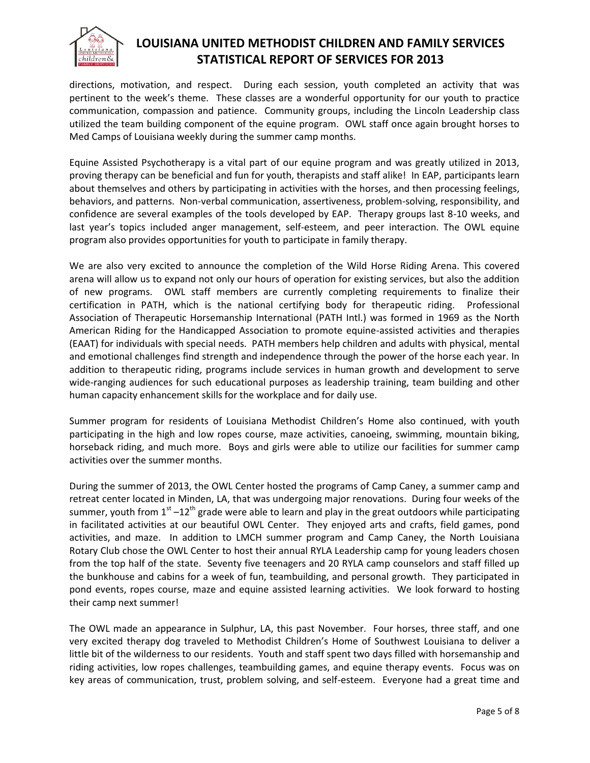directions, motivation, and respect. During each session, youth completed an activity that was pertinent to the week's theme. These classes are a wonderful opportunity for our youth to practice communication, compassion and patience. Community groups, including the Lincoln Leadership class utilized the team building component of the equine program. OWL staff once again brought horses to Med Camps of Louisiana weekly during the summer camp months.

Equine Assisted Psychotherapy is a vital part of our equine program and was greatly utilized in 2013, proving therapy can be beneficial and fun for youth, therapists and staff alike! In EAP, participants learn about themselves and others by participating in activities with the horses, and then processing feelings, behaviors, and patterns. Non-verbal communication, assertiveness, problem-solving, responsibility, and confidence are several examples of the tools developed by EAP. Therapy groups last 8-10 weeks, and last year's topics included anger management, self-esteem, and peer interaction. The OWL equine program also provides opportunities for youth to participate in family therapy.

We are also very excited to announce the completion of the Wild Horse Riding Arena. This covered arena will allow us to expand not only our hours of operation for existing services, but also the addition of new programs. OWL staff members are currently completing requirements to finalize their certification in PATH, which is the national certifying body for therapeutic riding. Professional Association of Therapeutic Horsemanship International (PATH Intl.) was formed in 1969 as the North American Riding for the Handicapped Association to promote equine-assisted activities and therapies (EAAT) for individuals with special needs. PATH members help children and adults with physical, mental and emotional challenges find strength and independence through the power of the horse each year. In addition to therapeutic riding, programs include services in human growth and development to serve wide-ranging audiences for such educational purposes as leadership training, team building and other human capacity enhancement skills for the workplace and for daily use.

Summer program for residents of Louisiana Methodist Children's Home also continued, with youth participating in the high and low ropes course, maze activities, canoeing, swimming, mountain biking, horseback riding, and much more. Boys and girls were able to utilize our facilities for summer camp activities over the summer months.

During the summer of 2013, the OWL Center hosted the programs of Camp Caney, a summer camp and retreat center located in Minden, LA, that was undergoing major renovations. During four weeks of the summer, youth from 1st –12th grade were able to learn and play in the great outdoors while participating in facilitated activities at our beautiful OWL Center. They enjoyed arts and crafts, field games, pond activities, and maze. In addition to LMCH summer program and Camp Caney, the North Louisiana Rotary Club chose the OWL Center to host their annual RYLA Leadership camp for young leaders chosen from the top half of the state. Seventy five teenagers and 20 RYLA camp counselors and staff filled up the bunkhouse and cabins for a week of fun, teambuilding, and personal growth. They participated in pond events, ropes course, maze and equine assisted learning activities. We look forward to hosting their camp next summer!

The OWL made an appearance in Sulphur, LA, this past November. Four horses, three staff, and one very excited therapy dog traveled to Methodist Children's Home of Southwest Louisiana to deliver a little bit of the wilderness to our residents. Youth and staff spent two days filled with horsemanship and riding activities, low ropes challenges, teambuilding games, and equine therapy events. Focus was on key areas of communication, trust, problem solving, and self-esteem. Everyone had a great time and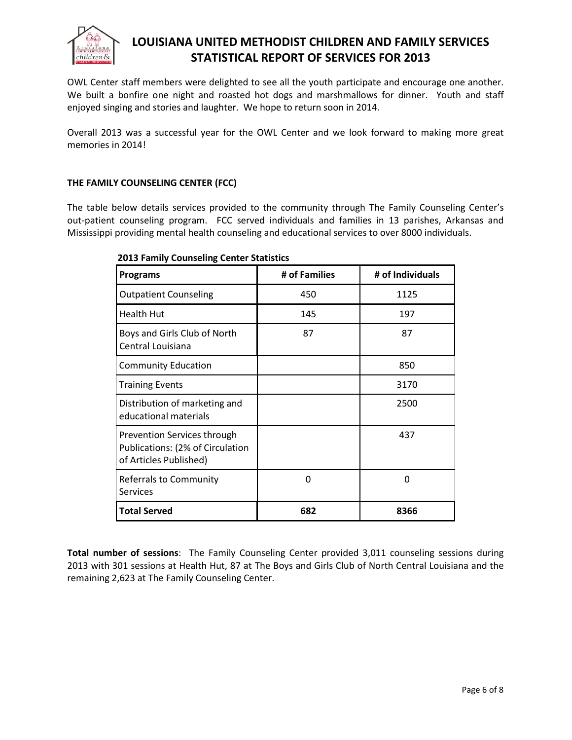OWL Center staff members were delighted to see all the youth participate and encourage one another. We built a bonfire one night and roasted hot dogs and marshmallows for dinner. Youth and staff enjoyed singing and stories and laughter. We hope to return soon in 2014.

Overall 2013 was a successful year for the OWL Center and we look forward to making more great memories in 2014!

### THE FAMILY COUNSELING CENTER (FCC)

The table below details services provided to the community through The Family Counseling Center's out-patient counseling program. FCC served individuals and families in 13 parishes, Arkansas and Mississippi providing mental health counseling and educational services to over 8000 individuals.

**2013 Family Counseling Center Statistics**

| Programs | # of Families | # of Individuals |
|---|---|---|
| Outpatient Counseling | 450 | 1125 |
| Health Hut | 145 | 197 |
| Boys and Girls Club of North Central Louisiana | 87 | 87 |
| Community Education | | 850 |
| Training Events | | 3170 |
| Distribution of marketing and educational materials | | 2500 |
| Prevention Services through Publications: (2% of Circulation of Articles Published) | | 437 |
| Referrals to Community Services | 0 | 0 |
| **Total Served** | **682** | **8366** |

**Total number of sessions**: The Family Counseling Center provided 3,011 counseling sessions during 2013 with 301 sessions at Health Hut, 87 at The Boys and Girls Club of North Central Louisiana and the remaining 2,623 at The Family Counseling Center.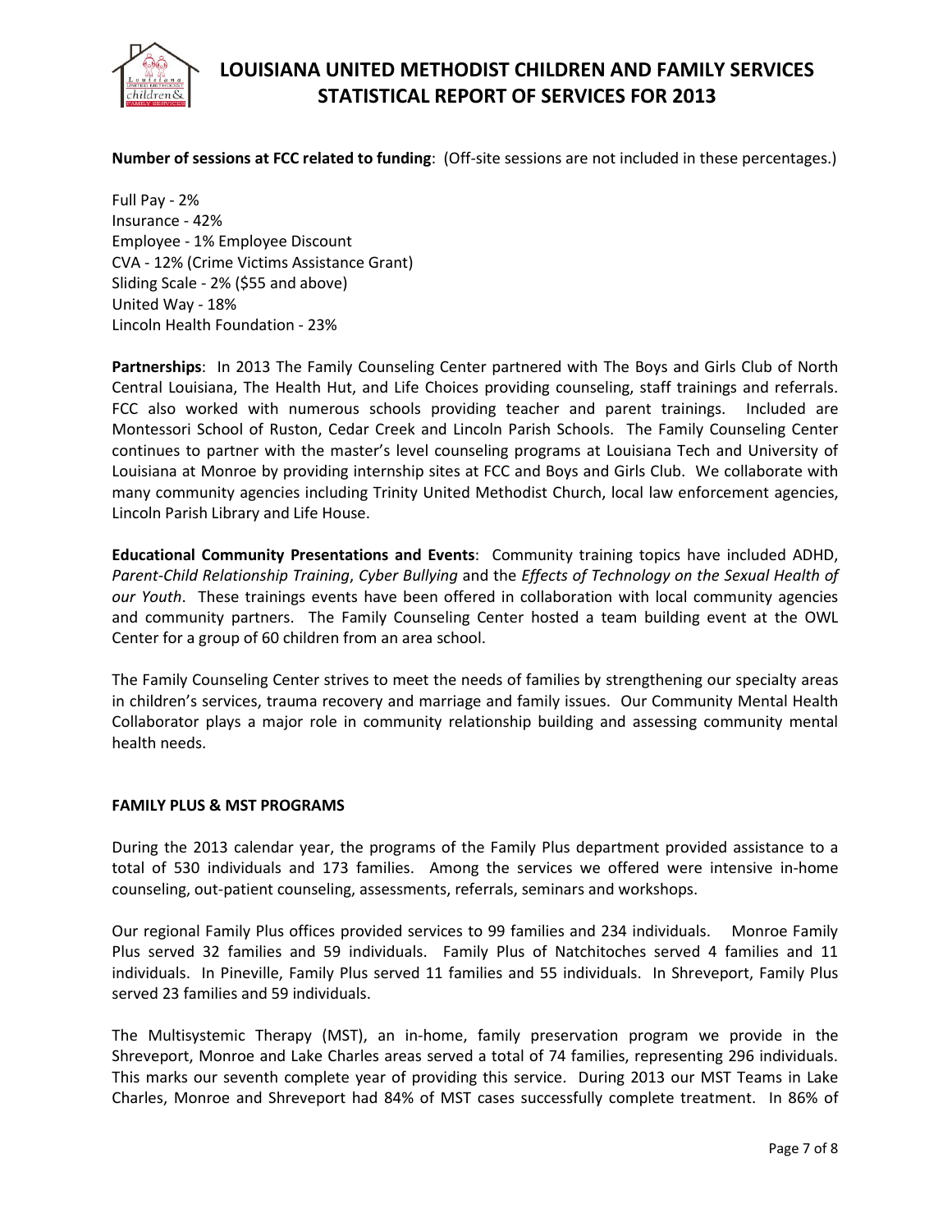**Number of sessions at FCC related to funding**: (Off-site sessions are not included in these percentages.)

Full Pay - 2%
Insurance - 42%
Employee - 1% Employee Discount
CVA - 12% (Crime Victims Assistance Grant)
Sliding Scale - 2% ($55 and above)
United Way - 18%
Lincoln Health Foundation - 23%

**Partnerships**: In 2013 The Family Counseling Center partnered with The Boys and Girls Club of North Central Louisiana, The Health Hut, and Life Choices providing counseling, staff trainings and referrals. FCC also worked with numerous schools providing teacher and parent trainings. Included are Montessori School of Ruston, Cedar Creek and Lincoln Parish Schools. The Family Counseling Center continues to partner with the master's level counseling programs at Louisiana Tech and University of Louisiana at Monroe by providing internship sites at FCC and Boys and Girls Club. We collaborate with many community agencies including Trinity United Methodist Church, local law enforcement agencies, Lincoln Parish Library and Life House.

**Educational Community Presentations and Events**: Community training topics have included ADHD, *Parent-Child Relationship Training*, *Cyber Bullying* and the *Effects of Technology on the Sexual Health of our Youth*. These trainings events have been offered in collaboration with local community agencies and community partners. The Family Counseling Center hosted a team building event at the OWL Center for a group of 60 children from an area school.

The Family Counseling Center strives to meet the needs of families by strengthening our specialty areas in children's services, trauma recovery and marriage and family issues. Our Community Mental Health Collaborator plays a major role in community relationship building and assessing community mental health needs.

**FAMILY PLUS & MST PROGRAMS**

During the 2013 calendar year, the programs of the Family Plus department provided assistance to a total of 530 individuals and 173 families. Among the services we offered were intensive in-home counseling, out-patient counseling, assessments, referrals, seminars and workshops.

Our regional Family Plus offices provided services to 99 families and 234 individuals. Monroe Family Plus served 32 families and 59 individuals. Family Plus of Natchitoches served 4 families and 11 individuals. In Pineville, Family Plus served 11 families and 55 individuals. In Shreveport, Family Plus served 23 families and 59 individuals.

The Multisystemic Therapy (MST), an in-home, family preservation program we provide in the Shreveport, Monroe and Lake Charles areas served a total of 74 families, representing 296 individuals. This marks our seventh complete year of providing this service. During 2013 our MST Teams in Lake Charles, Monroe and Shreveport had 84% of MST cases successfully complete treatment. In 86% of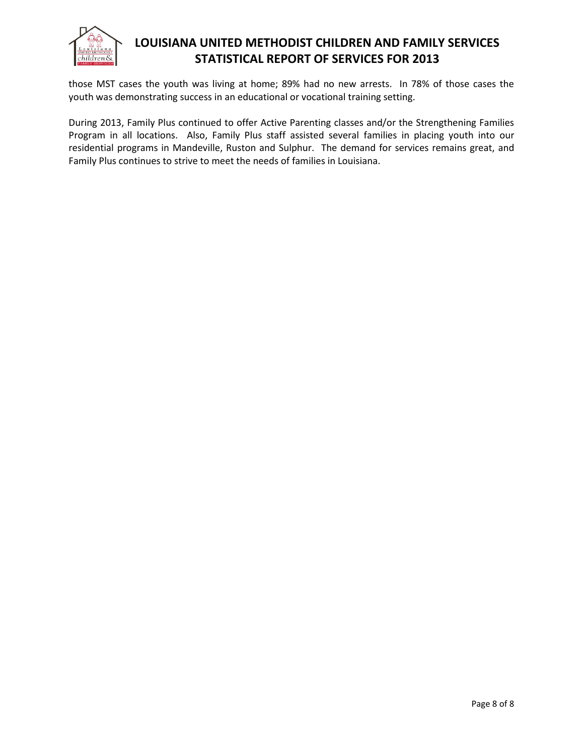those MST cases the youth was living at home; 89% had no new arrests. In 78% of those cases the youth was demonstrating success in an educational or vocational training setting.

During 2013, Family Plus continued to offer Active Parenting classes and/or the Strengthening Families Program in all locations. Also, Family Plus staff assisted several families in placing youth into our residential programs in Mandeville, Ruston and Sulphur. The demand for services remains great, and Family Plus continues to strive to meet the needs of families in Louisiana.